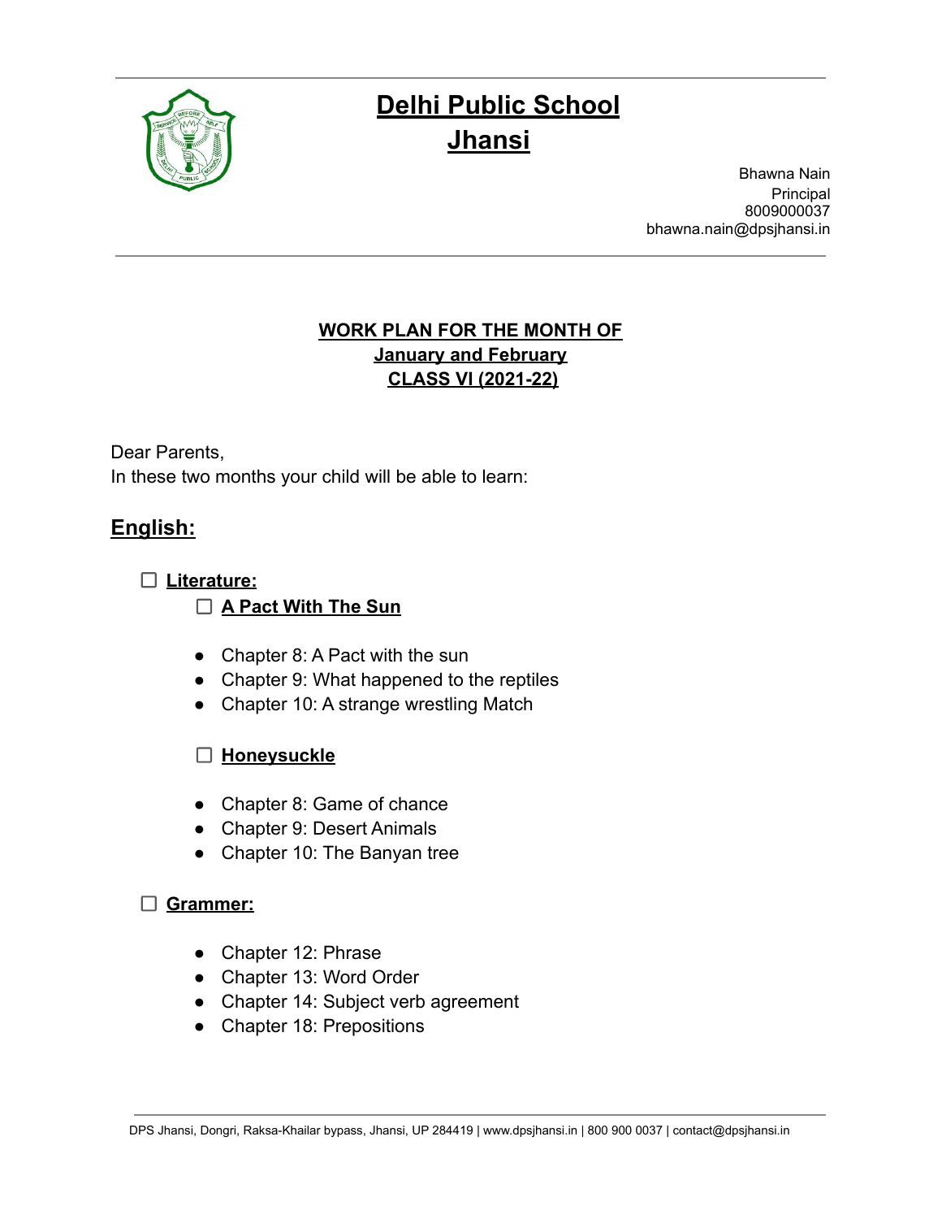# Delhi Public School Jhansi

Bhawna Nain
Principal
8009000037
bhawna.nain@dpsjhansi.in

---

**WORK PLAN FOR THE MONTH OF**
**January and February**
**CLASS VI (2021-22)**

Dear Parents,
In these two months your child will be able to learn:

## English:

- [ ] **Literature:**
  - [ ] **A Pact With The Sun**
    - Chapter 8: A Pact with the sun
    - Chapter 9: What happened to the reptiles
    - Chapter 10: A strange wrestling Match
  - [ ] **Honeysuckle**
    - Chapter 8: Game of chance
    - Chapter 9: Desert Animals
    - Chapter 10: The Banyan tree
- [ ] **Grammer:**
  - Chapter 12: Phrase
  - Chapter 13: Word Order
  - Chapter 14: Subject verb agreement
  - Chapter 18: Prepositions

DPS Jhansi, Dongri, Raksa-Khailar bypass, Jhansi, UP 284419 | www.dpsjhansi.in | 800 900 0037 | contact@dpsjhansi.in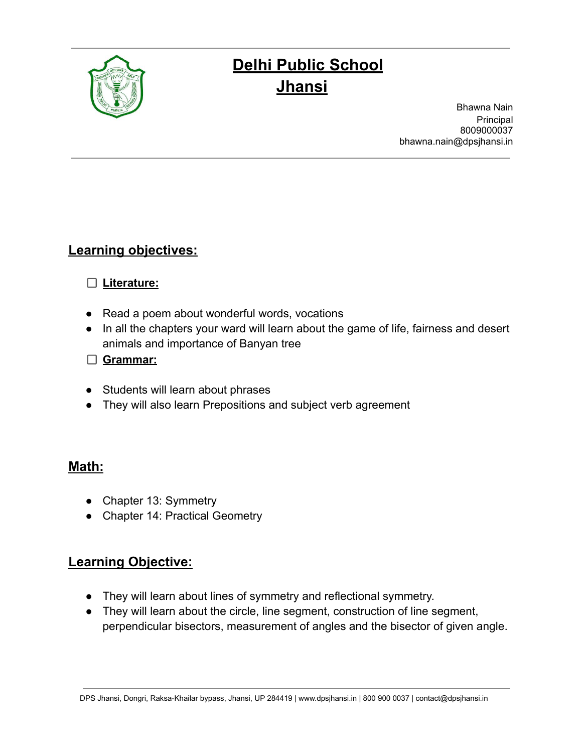# Delhi Public School
# Jhansi

Bhawna Nain
Principal
8009000037
bhawna.nain@dpsjhansi.in

## Learning objectives:

- [ ] **Literature:**

- Read a poem about wonderful words, vocations
- In all the chapters your ward will learn about the game of life, fairness and desert animals and importance of Banyan tree

- [ ] **Grammar:**

- Students will learn about phrases
- They will also learn Prepositions and subject verb agreement

## Math:

- Chapter 13: Symmetry
- Chapter 14: Practical Geometry

## Learning Objective:

- They will learn about lines of symmetry and reflectional symmetry.
- They will learn about the circle, line segment, construction of line segment, perpendicular bisectors, measurement of angles and the bisector of given angle.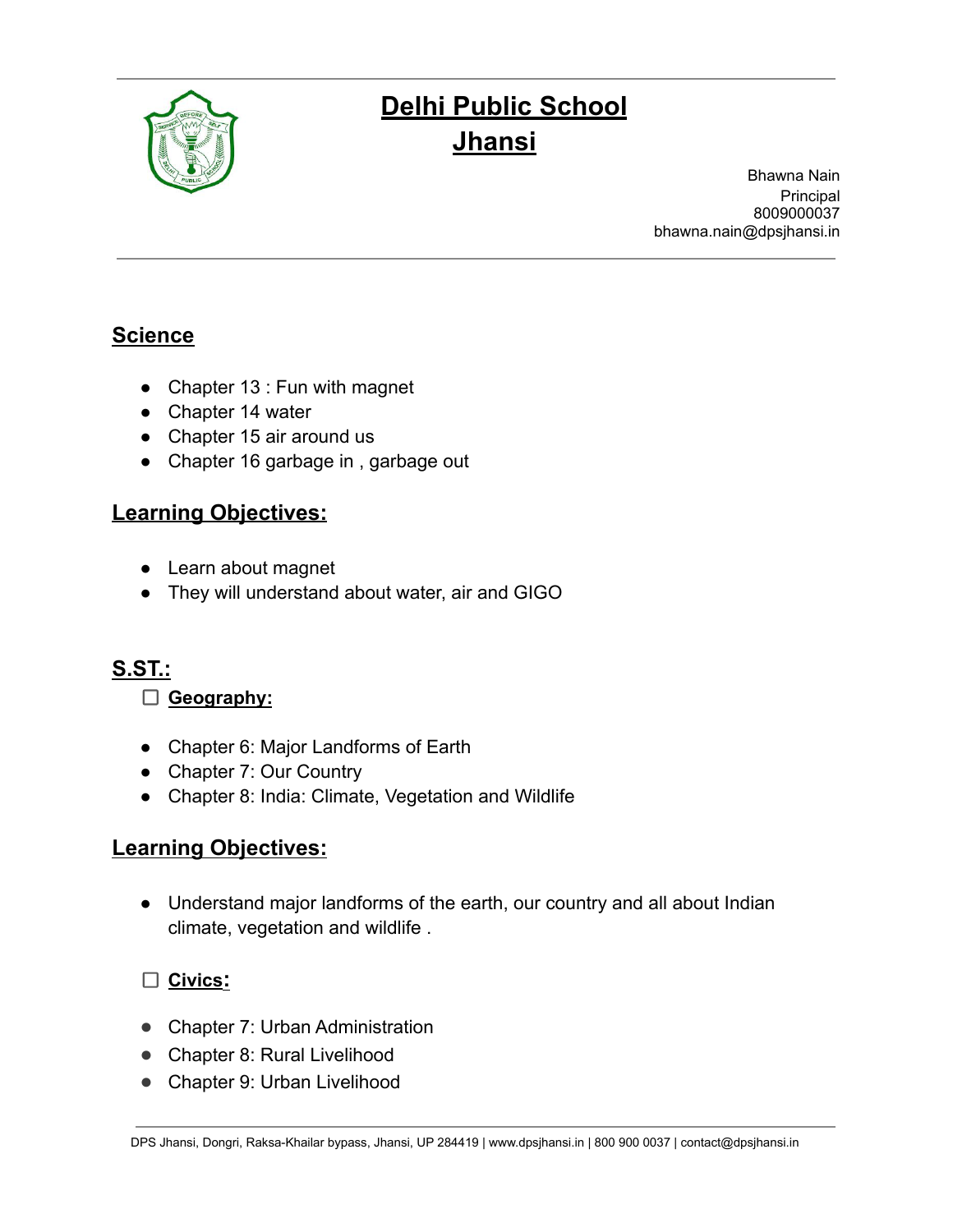# Delhi Public School
# Jhansi

Bhawna Nain
Principal
8009000037
bhawna.nain@dpsjhansi.in

## Science

- Chapter 13 : Fun with magnet
- Chapter 14 water
- Chapter 15 air around us
- Chapter 16 garbage in , garbage out

## Learning Objectives:

- Learn about magnet
- They will understand about water, air and GIGO

## S.ST.:

- [ ] **Geography:**

- Chapter 6: Major Landforms of Earth
- Chapter 7: Our Country
- Chapter 8: India: Climate, Vegetation and Wildlife

## Learning Objectives:

- Understand major landforms of the earth, our country and all about Indian climate, vegetation and wildlife .

- [ ] **Civics:**

- Chapter 7: Urban Administration
- Chapter 8: Rural Livelihood
- Chapter 9: Urban Livelihood

DPS Jhansi, Dongri, Raksa-Khailar bypass, Jhansi, UP 284419 | www.dpsjhansi.in | 800 900 0037 | contact@dpsjhansi.in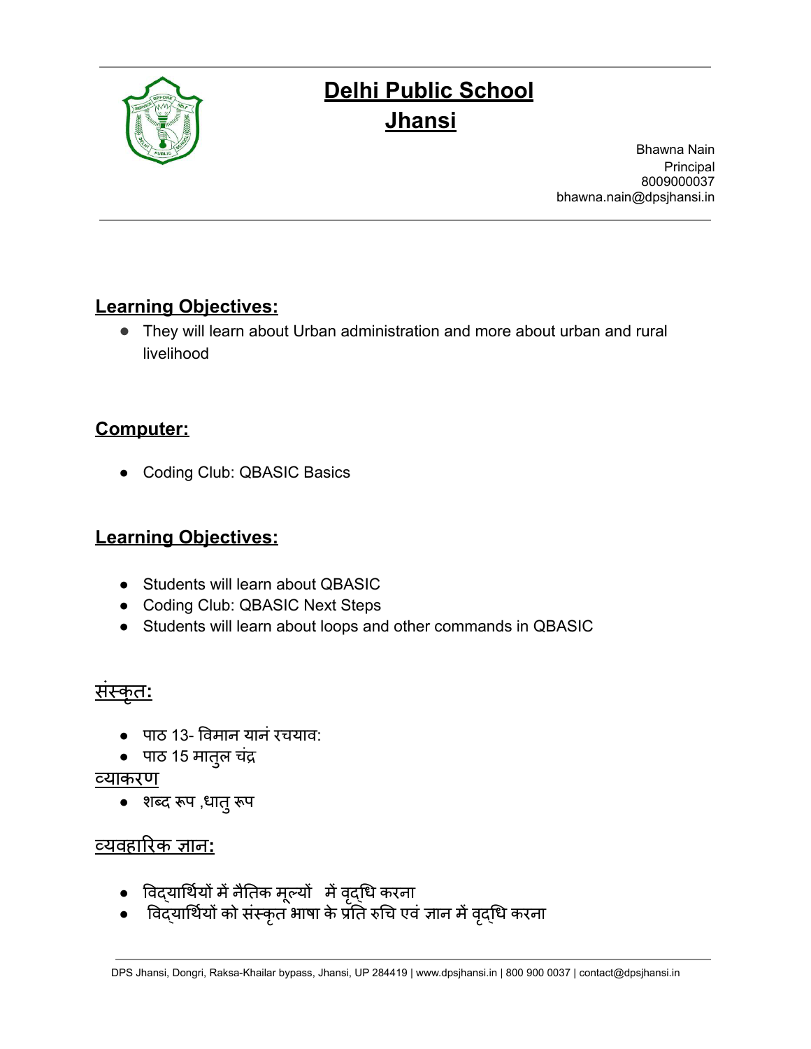# Delhi Public School
# Jhansi

Bhawna Nain
Principal
8009000037
bhawna.nain@dpsjhansi.in

## Learning Objectives:

- They will learn about Urban administration and more about urban and rural livelihood

## Computer:

- Coding Club: QBASIC Basics

## Learning Objectives:

- Students will learn about QBASIC
- Coding Club: QBASIC Next Steps
- Students will learn about loops and other commands in QBASIC

## संस्कृत:

- पाठ 13- विमान यानं रचयाव:
- पाठ 15 मातुल चंद्र

## व्याकरण

- शब्द रूप ,धातु रूप

## व्यवहारिक ज्ञान:

- विद्यार्थियों में नैतिक मूल्यों में वृद्धि करना
- विद्यार्थियों को संस्कृत भाषा के प्रति रुचि एवं ज्ञान में वृद्धि करना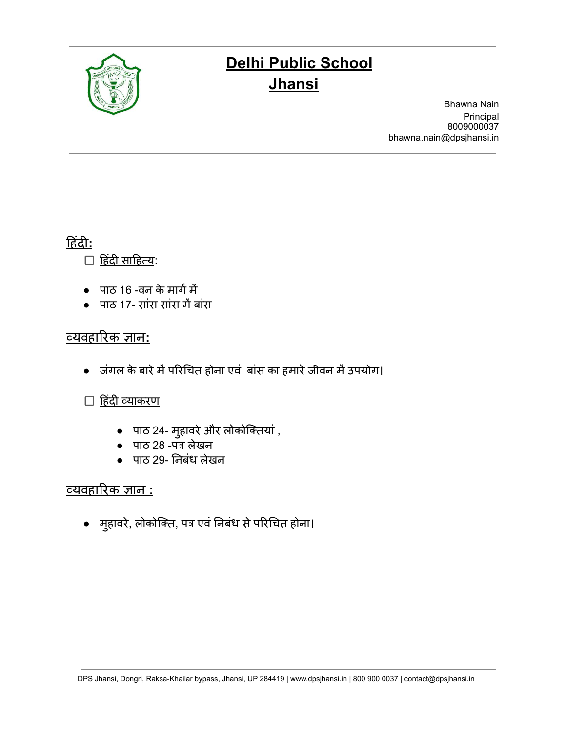# Delhi Public School
# Jhansi

Bhawna Nain
Principal
8009000037
bhawna.nain@dpsjhansi.in

## हिंदी:

- ☐ हिंदी साहित्य:

- पाठ 16 -वन के मार्ग में
- पाठ 17- सांस सांस में बांस

## व्यवहारिक ज्ञान:

- जंगल के बारे में परिचित होना एवं बांस का हमारे जीवन में उपयोग।

- ☐ हिंदी व्याकरण

  - पाठ 24- मुहावरे और लोकोक्तियां ,
  - पाठ 28 -पत्र लेखन
  - पाठ 29- निबंध लेखन

## व्यवहारिक ज्ञान :

- मुहावरे, लोकोक्ति, पत्र एवं निबंध से परिचित होना।

DPS Jhansi, Dongri, Raksa-Khailar bypass, Jhansi, UP 284419 | www.dpsjhansi.in | 800 900 0037 | contact@dpsjhansi.in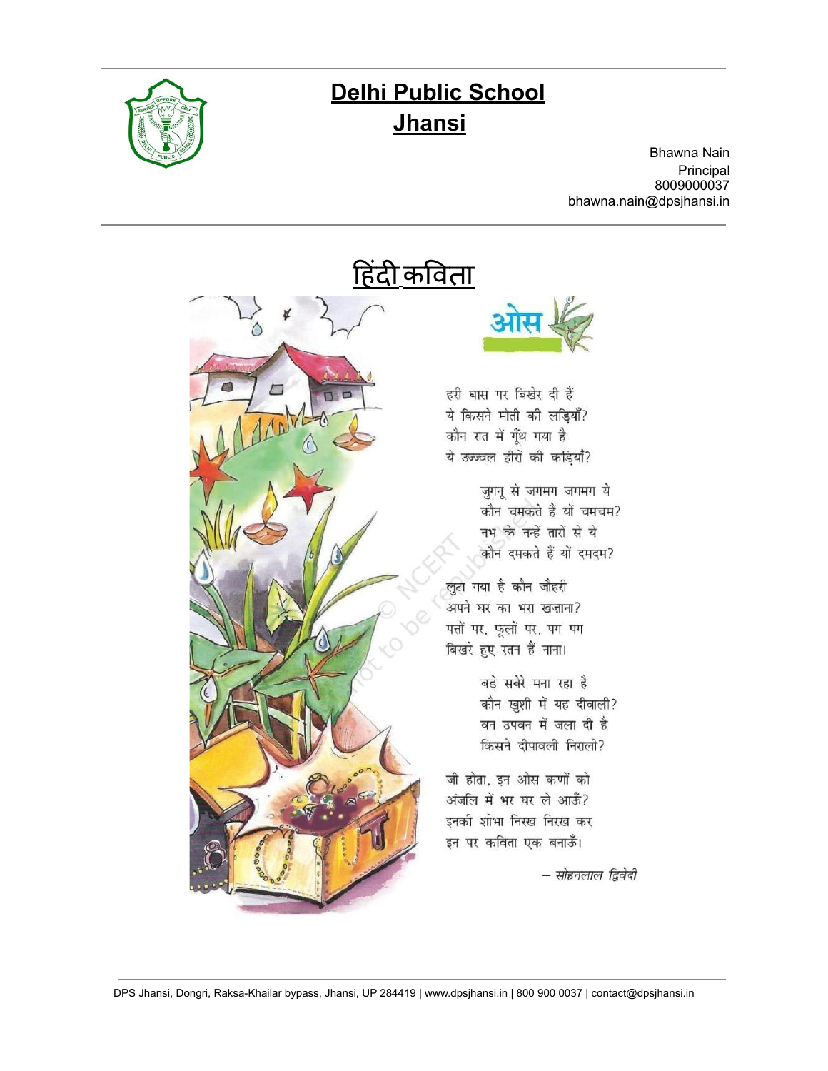# Delhi Public School
# Jhansi

Bhawna Nain
Principal
8009000037
bhawna.nain@dpsjhansi.in

## हिंदी कविता

### ओस

हरी घास पर बिखेर दी हैं
ये किसने मोती की लड़ियाँ?
कौन रात में गूँथ गया है
ये उज्ज्वल हीरों की कड़ियाँ?

जुगनू से जगमग जगमग ये
कौन चमकते हैं यों चमचम?
नभ के नन्हें तारों से ये
कौन दमकते हैं यों दमदम?

लुटा गया है कौन जौहरी
अपने घर का भरा खज़ाना?
पत्तों पर, फूलों पर, पग पग
बिखरे हुए रतन हैं नाना।

बड़े सबेरे मना रहा है
कौन खुशी में यह दीवाली?
वन उपवन में जला दी है
किसने दीपावली निराली?

जी होता, इन ओस कणों को
अंजलि में भर घर ले आऊँ?
इनकी शोभा निरख निरख कर
इन पर कविता एक बनाऊँ।

*– सोहनलाल द्विवेदी*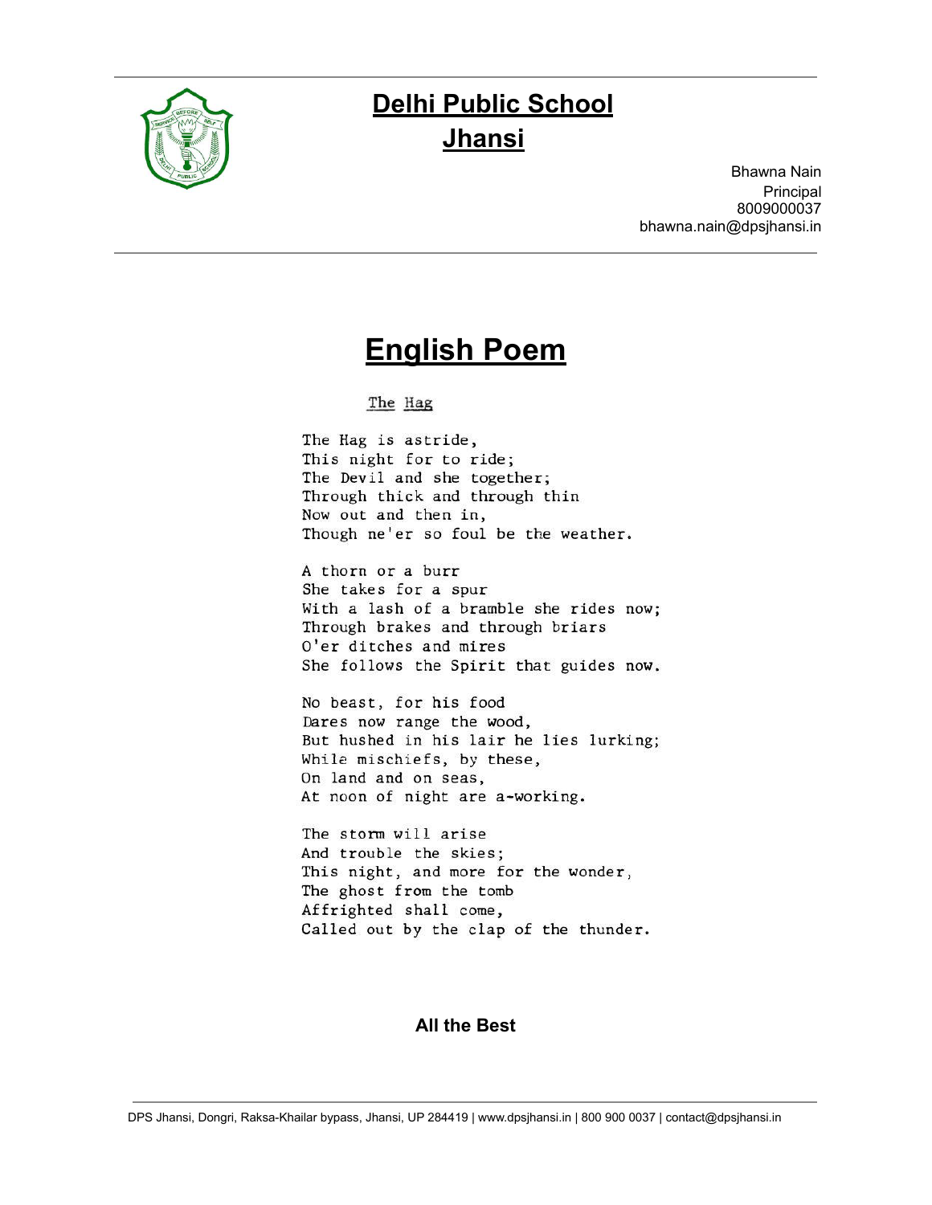# Delhi Public School
# Jhansi

Bhawna Nain
Principal
8009000037
bhawna.nain@dpsjhansi.in

## English Poem

### The Hag

The Hag is astride,
This night for to ride;
The Devil and she together;
Through thick and through thin
Now out and then in,
Though ne'er so foul be the weather.

A thorn or a burr
She takes for a spur
With a lash of a bramble she rides now;
Through brakes and through briars
O'er ditches and mires
She follows the Spirit that guides now.

No beast, for his food
Dares now range the wood,
But hushed in his lair he lies lurking;
While mischiefs, by these,
On land and on seas,
At noon of night are a-working.

The storm will arise
And trouble the skies;
This night, and more for the wonder,
The ghost from the tomb
Affrighted shall come,
Called out by the clap of the thunder.

**All the Best**

DPS Jhansi, Dongri, Raksa-Khailar bypass, Jhansi, UP 284419 | www.dpsjhansi.in | 800 900 0037 | contact@dpsjhansi.in